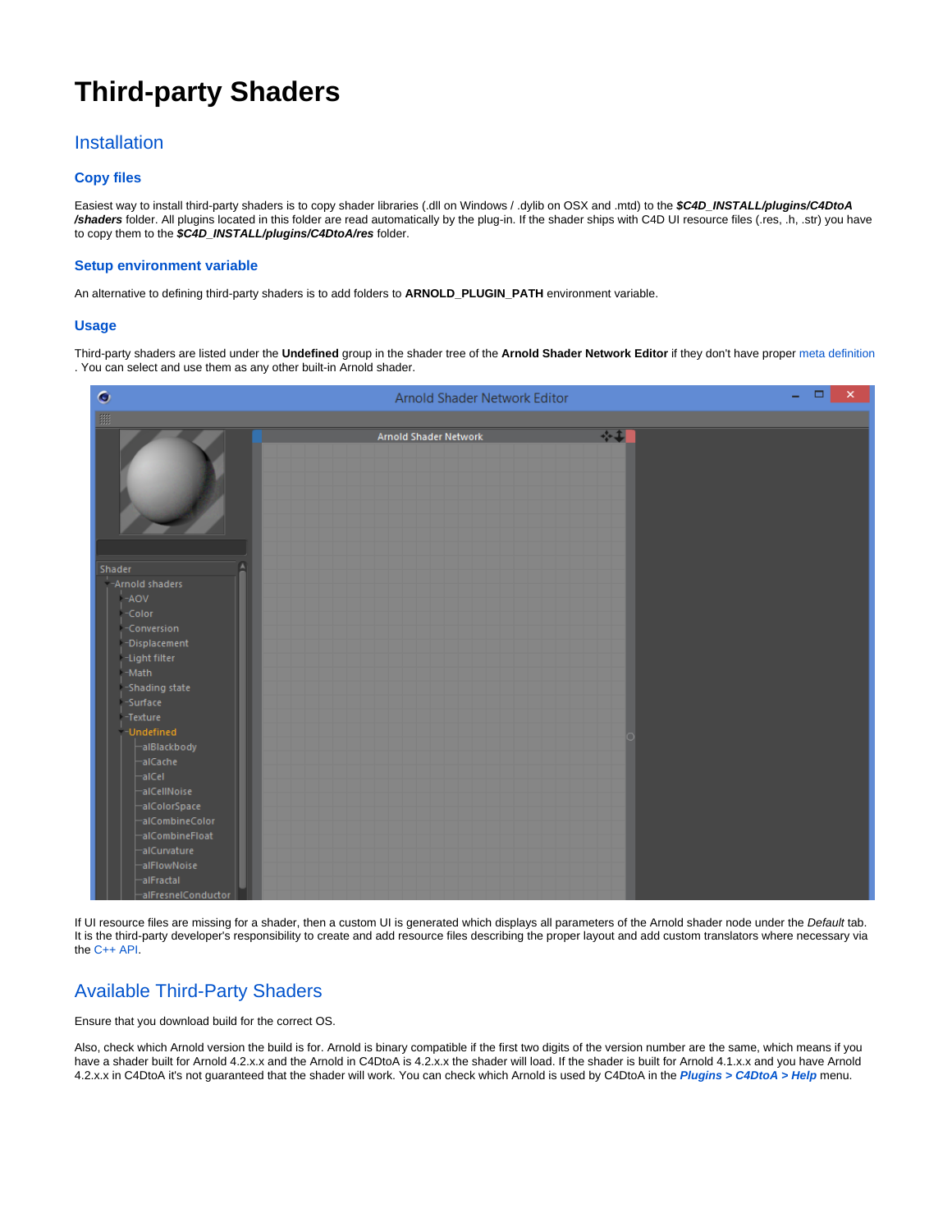# Third-party Shaders

## Installation

### Copy files

Easiest way to install third-party shaders is to copy shader libraries (.dll on Windows / .dylib on OSX and .mtd) to the ***$C4D_INSTALL/plugins/C4DtoA/shaders*** folder. All plugins located in this folder are read automatically by the plug-in. If the shader ships with C4D UI resource files (.res, .h, .str) you have to copy them to the ***$C4D_INSTALL/plugins/C4DtoA/res*** folder.

### Setup environment variable

An alternative to defining third-party shaders is to add folders to **ARNOLD_PLUGIN_PATH** environment variable.

### Usage

Third-party shaders are listed under the **Undefined** group in the shader tree of the **Arnold Shader Network Editor** if they don't have proper meta definition. You can select and use them as any other built-in Arnold shader.

If UI resource files are missing for a shader, then a custom UI is generated which displays all parameters of the Arnold shader node under the *Default* tab. It is the third-party developer's responsibility to create and add resource files describing the proper layout and add custom translators where necessary via the C++ API.

## Available Third-Party Shaders

Ensure that you download build for the correct OS.

Also, check which Arnold version the build is for. Arnold is binary compatible if the first two digits of the version number are the same, which means if you have a shader built for Arnold 4.2.x.x and the Arnold in C4DtoA is 4.2.x.x the shader will load. If the shader is built for Arnold 4.1.x.x and you have Arnold 4.2.x.x in C4DtoA it's not guaranteed that the shader will work. You can check which Arnold is used by C4DtoA in the ***Plugins > C4DtoA > Help*** menu.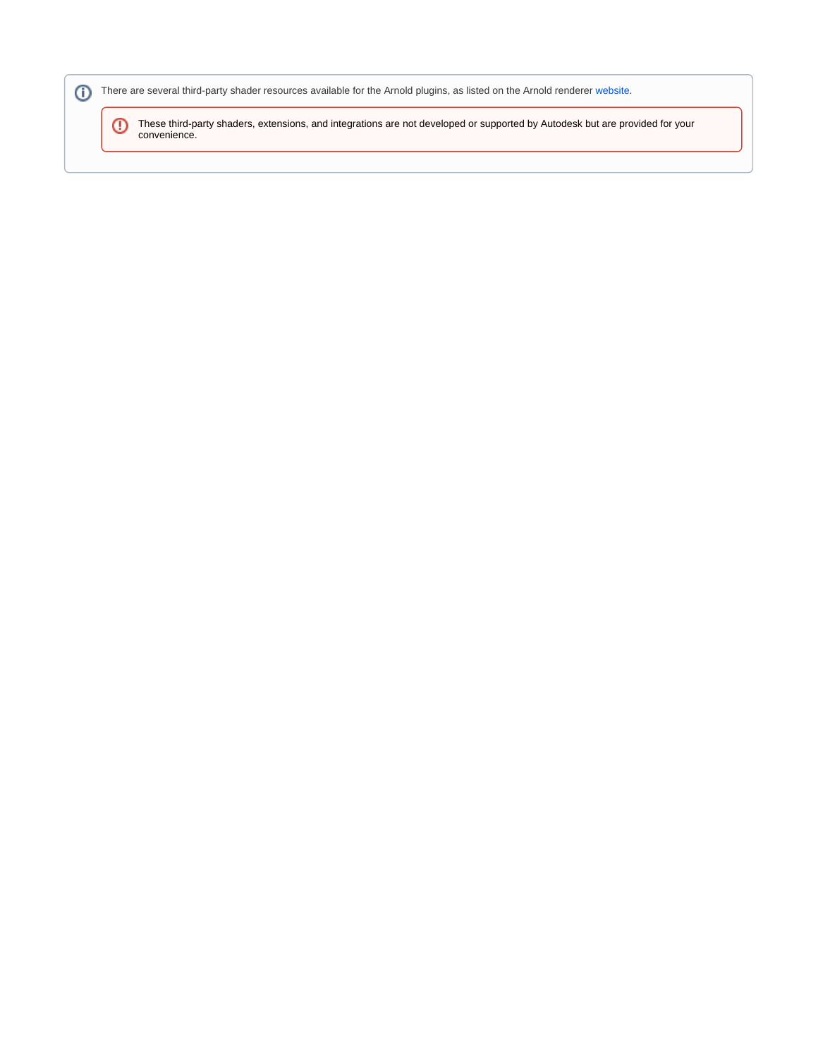There are several third-party shader resources available for the Arnold plugins, as listed on the Arnold renderer website.

> These third-party shaders, extensions, and integrations are not developed or supported by Autodesk but are provided for your convenience.